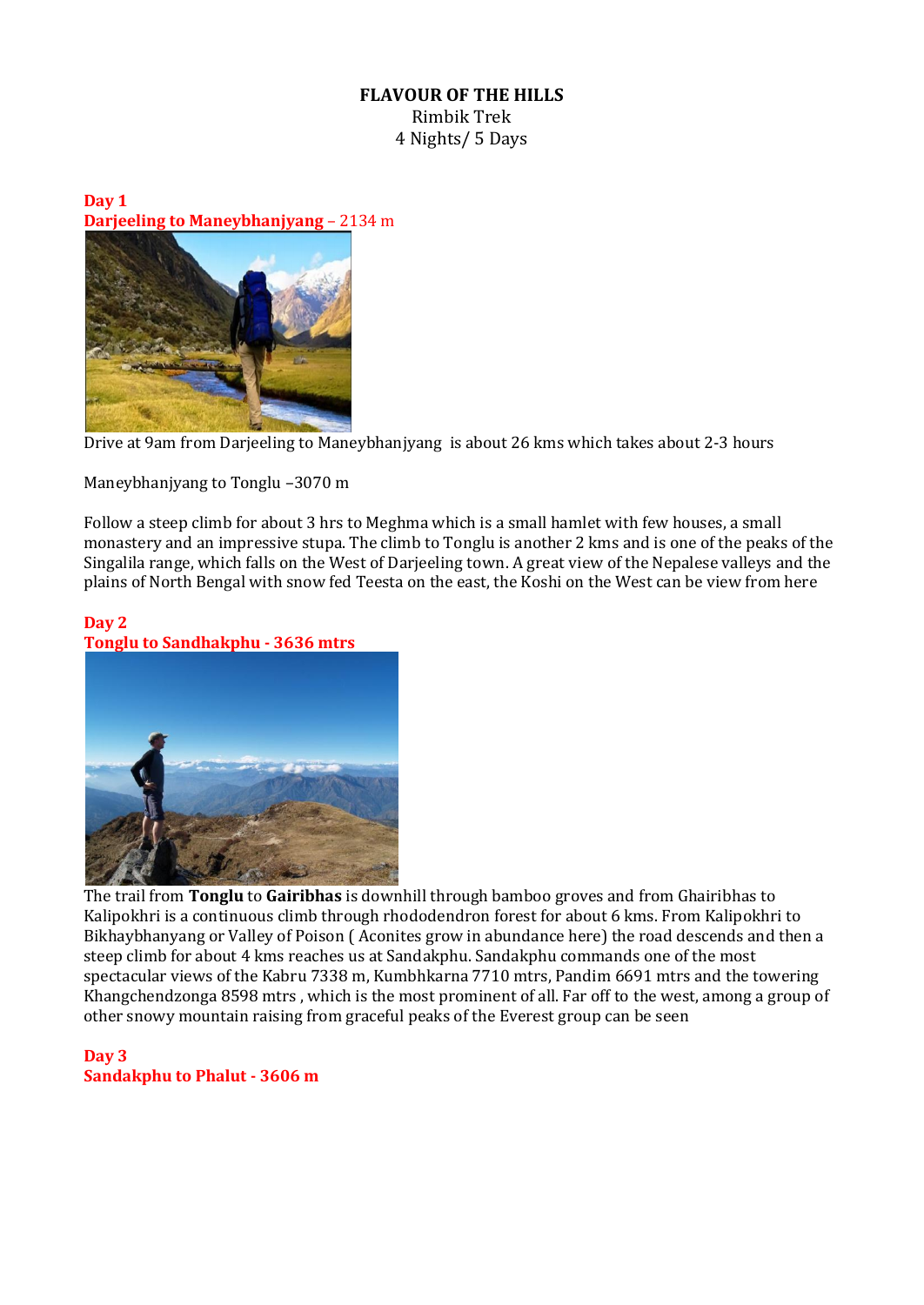**FLAVOUR OF THE HILLS**

Rimbik Trek

4 Nights/ 5 Days

**Day 1**

**Darjeeling to Maneybhanjyang** – 2134 m

Drive at 9am from Darjeeling to Maneybhanjyang is about 26 kms which takes about 2-3 hours

Maneybhanjyang to Tonglu –3070 m

Follow a steep climb for about 3 hrs to Meghma which is a small hamlet with few houses, a small monastery and an impressive stupa. The climb to Tonglu is another 2 kms and is one of the peaks of the Singalila range, which falls on the West of Darjeeling town. A great view of the Nepalese valleys and the plains of North Bengal with snow fed Teesta on the east, the Koshi on the West can be view from here

**Day 2**

**Tonglu to Sandhakphu - 3636 mtrs**

The trail from **Tonglu** to **Gairibhas** is downhill through bamboo groves and from Ghairibhas to Kalipokhri is a continuous climb through rhododendron forest for about 6 kms. From Kalipokhri to Bikhaybhanyang or Valley of Poison ( Aconites grow in abundance here) the road descends and then a steep climb for about 4 kms reaches us at Sandakphu. Sandakphu commands one of the most spectacular views of the Kabru 7338 m, Kumbhkarna 7710 mtrs, Pandim 6691 mtrs and the towering Khangchendzonga 8598 mtrs , which is the most prominent of all. Far off to the west, among a group of other snowy mountain raising from graceful peaks of the Everest group can be seen

**Day 3**

**Sandakphu to Phalut - 3606 m**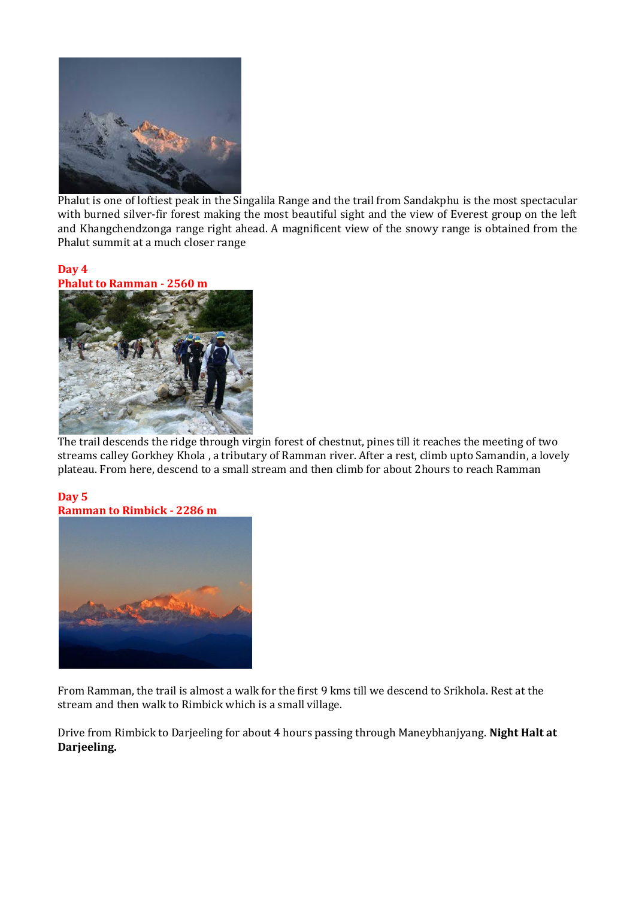Phalut is one of loftiest peak in the Singalila Range and the trail from Sandakphu is the most spectacular with burned silver-fir forest making the most beautiful sight and the view of Everest group on the left and Khangchendzonga range right ahead. A magnificent view of the snowy range is obtained from the Phalut summit at a much closer range

**Day 4**
**Phalut to Ramman - 2560 m**

The trail descends the ridge through virgin forest of chestnut, pines till it reaches the meeting of two streams calley Gorkhey Khola , a tributary of Ramman river. After a rest, climb upto Samandin, a lovely plateau. From here, descend to a small stream and then climb for about 2hours to reach Ramman

**Day 5**
**Ramman to Rimbick - 2286 m**

From Ramman, the trail is almost a walk for the first 9 kms till we descend to Srikhola. Rest at the stream and then walk to Rimbick which is a small village.

Drive from Rimbick to Darjeeling for about 4 hours passing through Maneybhanjyang. **Night Halt at Darjeeling.**